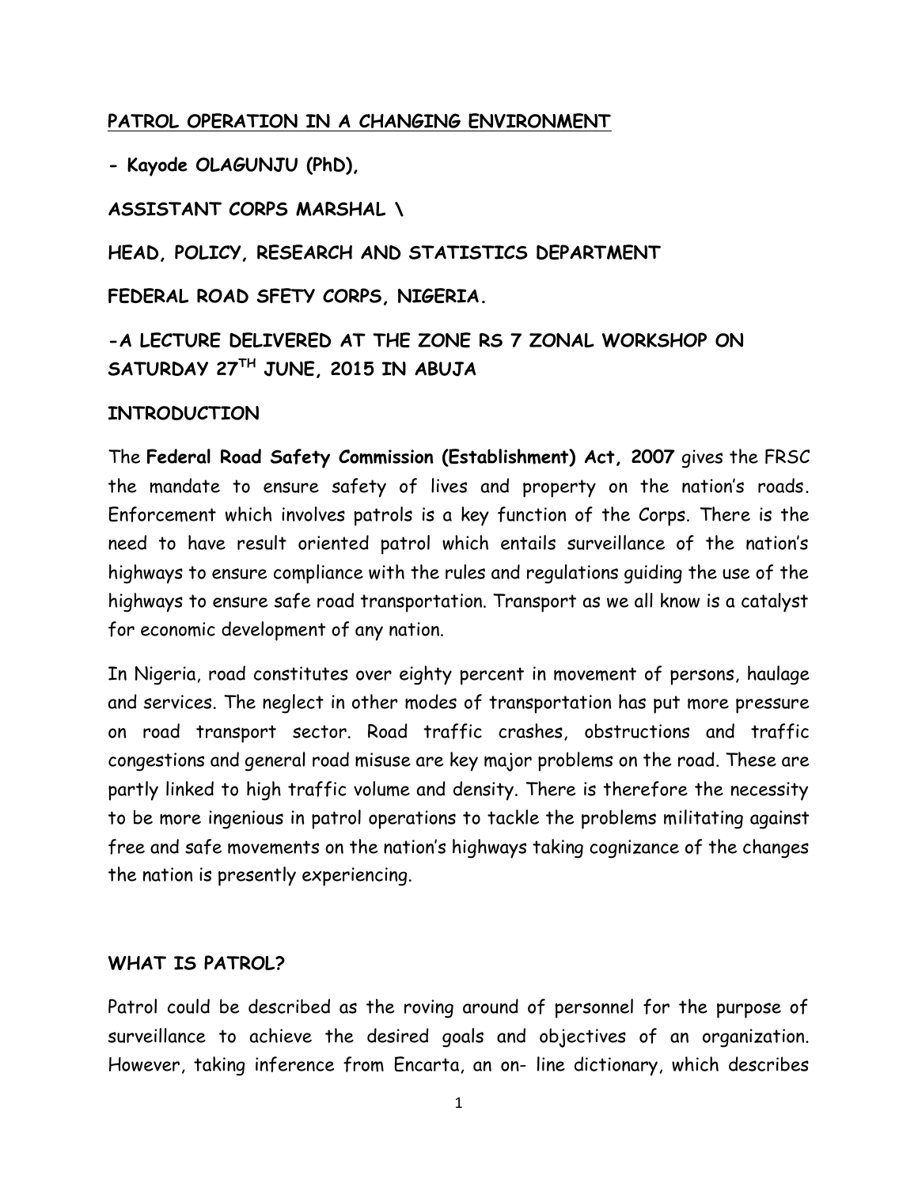## PATROL OPERATION IN A CHANGING ENVIRONMENT

**- Kayode OLAGUNJU (PhD),**

**ASSISTANT CORPS MARSHAL \**

**HEAD, POLICY, RESEARCH AND STATISTICS DEPARTMENT**

**FEDERAL ROAD SFETY CORPS, NIGERIA.**

**-A LECTURE DELIVERED AT THE ZONE RS 7 ZONAL WORKSHOP ON SATURDAY 27TH JUNE, 2015 IN ABUJA**

### INTRODUCTION

The **Federal Road Safety Commission (Establishment) Act, 2007** gives the FRSC the mandate to ensure safety of lives and property on the nation's roads. Enforcement which involves patrols is a key function of the Corps. There is the need to have result oriented patrol which entails surveillance of the nation's highways to ensure compliance with the rules and regulations guiding the use of the highways to ensure safe road transportation. Transport as we all know is a catalyst for economic development of any nation.

In Nigeria, road constitutes over eighty percent in movement of persons, haulage and services. The neglect in other modes of transportation has put more pressure on road transport sector. Road traffic crashes, obstructions and traffic congestions and general road misuse are key major problems on the road. These are partly linked to high traffic volume and density. There is therefore the necessity to be more ingenious in patrol operations to tackle the problems militating against free and safe movements on the nation's highways taking cognizance of the changes the nation is presently experiencing.

### WHAT IS PATROL?

Patrol could be described as the roving around of personnel for the purpose of surveillance to achieve the desired goals and objectives of an organization. However, taking inference from Encarta, an on- line dictionary, which describes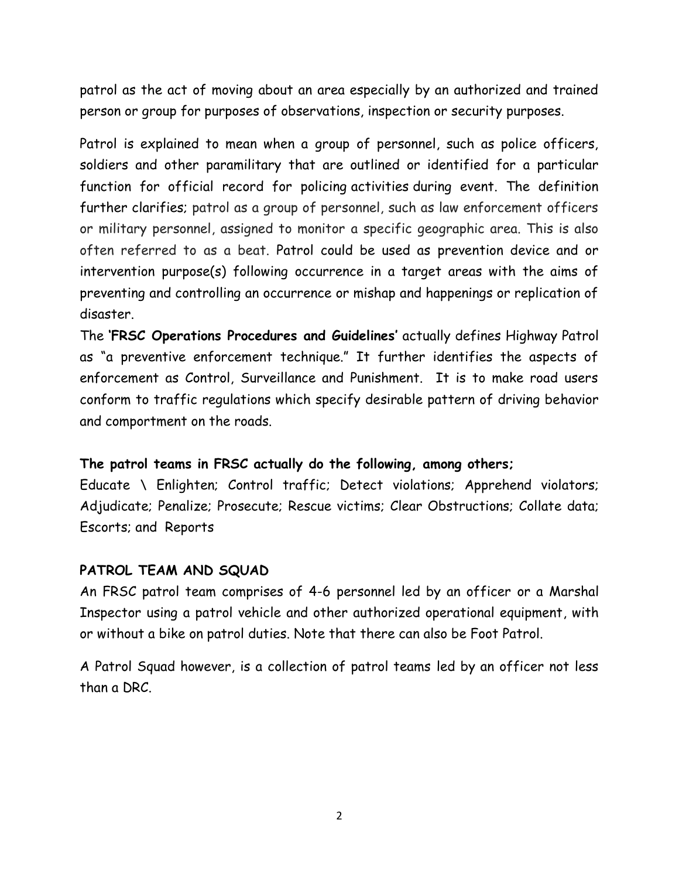patrol as the act of moving about an area especially by an authorized and trained person or group for purposes of observations, inspection or security purposes.

Patrol is explained to mean when a group of personnel, such as police officers, soldiers and other paramilitary that are outlined or identified for a particular function for official record for policing activities during event. The definition further clarifies; patrol as a group of personnel, such as law enforcement officers or military personnel, assigned to monitor a specific geographic area. This is also often referred to as a beat. Patrol could be used as prevention device and or intervention purpose(s) following occurrence in a target areas with the aims of preventing and controlling an occurrence or mishap and happenings or replication of disaster.

The **'FRSC Operations Procedures and Guidelines'** actually defines Highway Patrol as "a preventive enforcement technique." It further identifies the aspects of enforcement as Control, Surveillance and Punishment. It is to make road users conform to traffic regulations which specify desirable pattern of driving behavior and comportment on the roads.

**The patrol teams in FRSC actually do the following, among others;**

Educate \ Enlighten; Control traffic; Detect violations; Apprehend violators; Adjudicate; Penalize; Prosecute; Rescue victims; Clear Obstructions; Collate data; Escorts; and Reports

## PATROL TEAM AND SQUAD

An FRSC patrol team comprises of 4-6 personnel led by an officer or a Marshal Inspector using a patrol vehicle and other authorized operational equipment, with or without a bike on patrol duties. Note that there can also be Foot Patrol.

A Patrol Squad however, is a collection of patrol teams led by an officer not less than a DRC.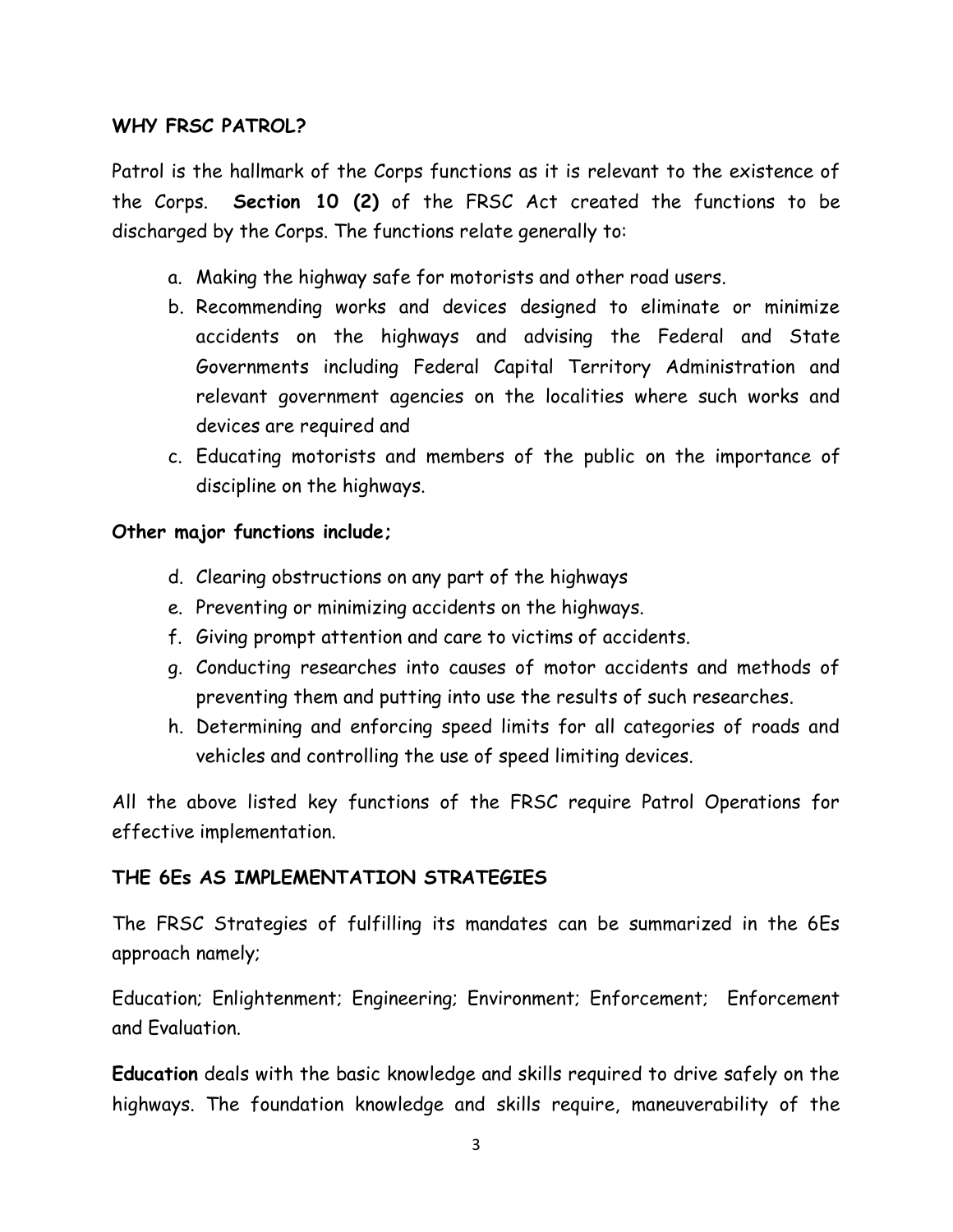## WHY FRSC PATROL?

Patrol is the hallmark of the Corps functions as it is relevant to the existence of the Corps. **Section 10 (2)** of the FRSC Act created the functions to be discharged by the Corps. The functions relate generally to:

a. Making the highway safe for motorists and other road users.
b. Recommending works and devices designed to eliminate or minimize accidents on the highways and advising the Federal and State Governments including Federal Capital Territory Administration and relevant government agencies on the localities where such works and devices are required and
c. Educating motorists and members of the public on the importance of discipline on the highways.

**Other major functions include;**

d. Clearing obstructions on any part of the highways
e. Preventing or minimizing accidents on the highways.
f. Giving prompt attention and care to victims of accidents.
g. Conducting researches into causes of motor accidents and methods of preventing them and putting into use the results of such researches.
h. Determining and enforcing speed limits for all categories of roads and vehicles and controlling the use of speed limiting devices.

All the above listed key functions of the FRSC require Patrol Operations for effective implementation.

## THE 6Es AS IMPLEMENTATION STRATEGIES

The FRSC Strategies of fulfilling its mandates can be summarized in the 6Es approach namely;

Education; Enlightenment; Engineering; Environment; Enforcement; Enforcement and Evaluation.

**Education** deals with the basic knowledge and skills required to drive safely on the highways. The foundation knowledge and skills require, maneuverability of the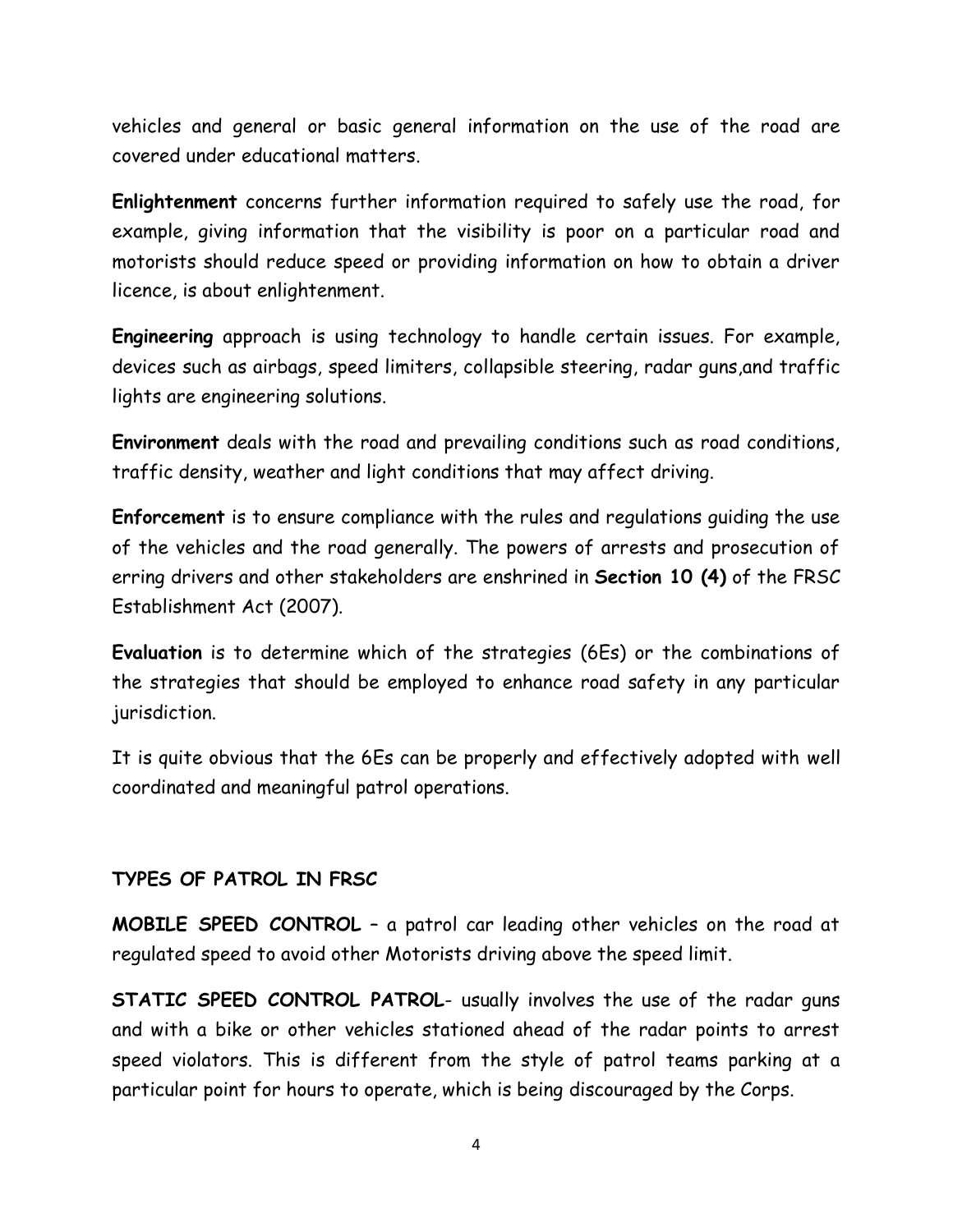vehicles and general or basic general information on the use of the road are covered under educational matters.

**Enlightenment** concerns further information required to safely use the road, for example, giving information that the visibility is poor on a particular road and motorists should reduce speed or providing information on how to obtain a driver licence, is about enlightenment.

**Engineering** approach is using technology to handle certain issues. For example, devices such as airbags, speed limiters, collapsible steering, radar guns,and traffic lights are engineering solutions.

**Environment** deals with the road and prevailing conditions such as road conditions, traffic density, weather and light conditions that may affect driving.

**Enforcement** is to ensure compliance with the rules and regulations guiding the use of the vehicles and the road generally. The powers of arrests and prosecution of erring drivers and other stakeholders are enshrined in **Section 10 (4)** of the FRSC Establishment Act (2007).

**Evaluation** is to determine which of the strategies (6Es) or the combinations of the strategies that should be employed to enhance road safety in any particular jurisdiction.

It is quite obvious that the 6Es can be properly and effectively adopted with well coordinated and meaningful patrol operations.

## TYPES OF PATROL IN FRSC

**MOBILE SPEED CONTROL** – a patrol car leading other vehicles on the road at regulated speed to avoid other Motorists driving above the speed limit.

**STATIC SPEED CONTROL PATROL**- usually involves the use of the radar guns and with a bike or other vehicles stationed ahead of the radar points to arrest speed violators. This is different from the style of patrol teams parking at a particular point for hours to operate, which is being discouraged by the Corps.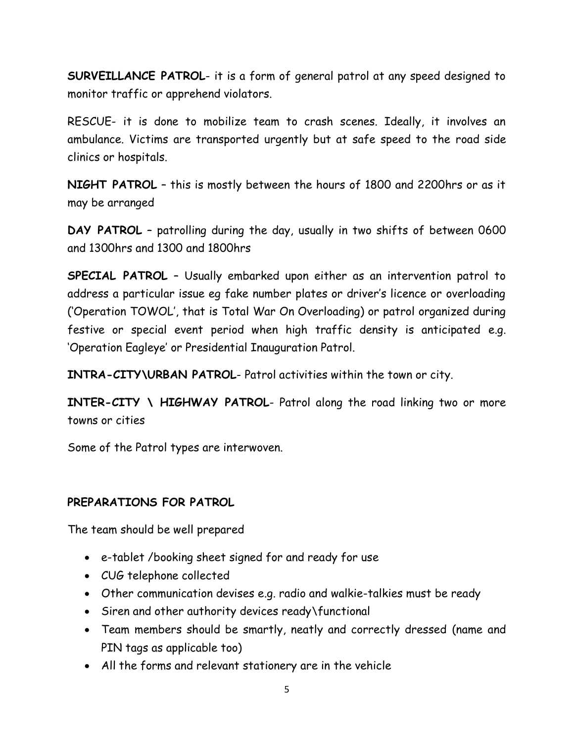**SURVEILLANCE PATROL**- it is a form of general patrol at any speed designed to monitor traffic or apprehend violators.

RESCUE- it is done to mobilize team to crash scenes. Ideally, it involves an ambulance. Victims are transported urgently but at safe speed to the road side clinics or hospitals.

**NIGHT PATROL** – this is mostly between the hours of 1800 and 2200hrs or as it may be arranged

**DAY PATROL** – patrolling during the day, usually in two shifts of between 0600 and 1300hrs and 1300 and 1800hrs

**SPECIAL PATROL** – Usually embarked upon either as an intervention patrol to address a particular issue eg fake number plates or driver's licence or overloading ('Operation TOWOL', that is Total War On Overloading) or patrol organized during festive or special event period when high traffic density is anticipated e.g. 'Operation Eagleye' or Presidential Inauguration Patrol.

**INTRA-CITY\URBAN PATROL**- Patrol activities within the town or city.

**INTER-CITY \ HIGHWAY PATROL**- Patrol along the road linking two or more towns or cities

Some of the Patrol types are interwoven.

### PREPARATIONS FOR PATROL

The team should be well prepared

- e-tablet /booking sheet signed for and ready for use
- CUG telephone collected
- Other communication devises e.g. radio and walkie-talkies must be ready
- Siren and other authority devices ready\functional
- Team members should be smartly, neatly and correctly dressed (name and PIN tags as applicable too)
- All the forms and relevant stationery are in the vehicle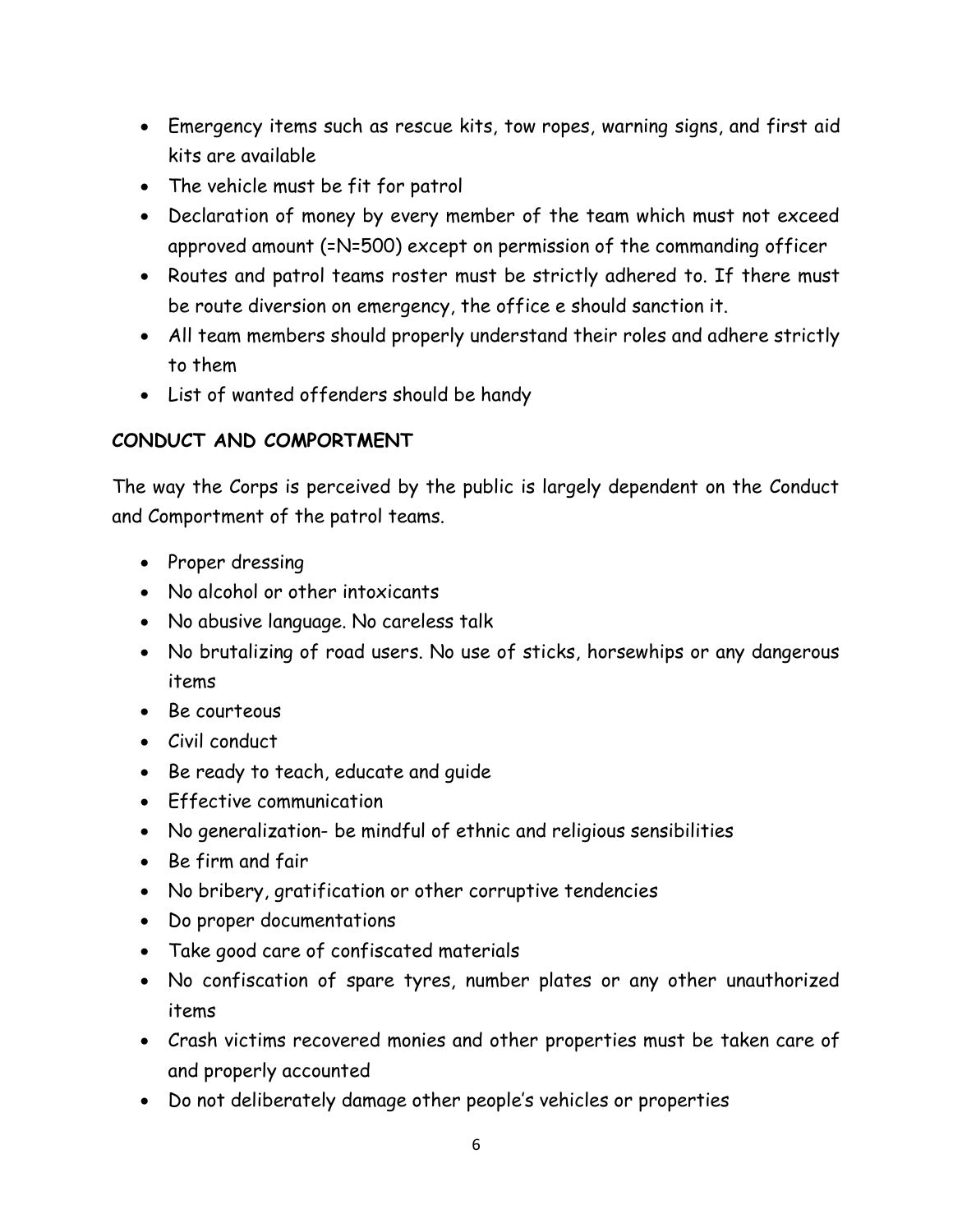- Emergency items such as rescue kits, tow ropes, warning signs, and first aid kits are available
- The vehicle must be fit for patrol
- Declaration of money by every member of the team which must not exceed approved amount (=N=500) except on permission of the commanding officer
- Routes and patrol teams roster must be strictly adhered to. If there must be route diversion on emergency, the office e should sanction it.
- All team members should properly understand their roles and adhere strictly to them
- List of wanted offenders should be handy

## CONDUCT AND COMPORTMENT

The way the Corps is perceived by the public is largely dependent on the Conduct and Comportment of the patrol teams.

- Proper dressing
- No alcohol or other intoxicants
- No abusive language. No careless talk
- No brutalizing of road users. No use of sticks, horsewhips or any dangerous items
- Be courteous
- Civil conduct
- Be ready to teach, educate and guide
- Effective communication
- No generalization- be mindful of ethnic and religious sensibilities
- Be firm and fair
- No bribery, gratification or other corruptive tendencies
- Do proper documentations
- Take good care of confiscated materials
- No confiscation of spare tyres, number plates or any other unauthorized items
- Crash victims recovered monies and other properties must be taken care of and properly accounted
- Do not deliberately damage other people's vehicles or properties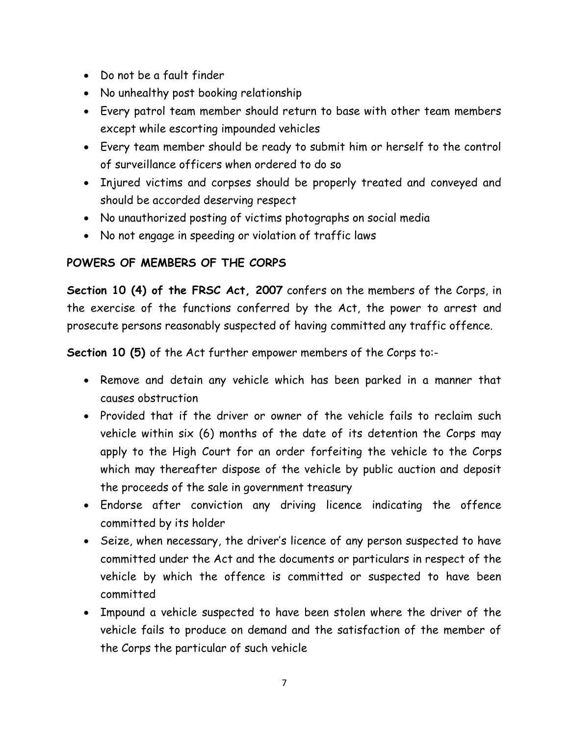- Do not be a fault finder
- No unhealthy post booking relationship
- Every patrol team member should return to base with other team members except while escorting impounded vehicles
- Every team member should be ready to submit him or herself to the control of surveillance officers when ordered to do so
- Injured victims and corpses should be properly treated and conveyed and should be accorded deserving respect
- No unauthorized posting of victims photographs on social media
- No not engage in speeding or violation of traffic laws

## POWERS OF MEMBERS OF THE CORPS

**Section 10 (4) of the FRSC Act, 2007** confers on the members of the Corps, in the exercise of the functions conferred by the Act, the power to arrest and prosecute persons reasonably suspected of having committed any traffic offence.

**Section 10 (5)** of the Act further empower members of the Corps to:-

- Remove and detain any vehicle which has been parked in a manner that causes obstruction
- Provided that if the driver or owner of the vehicle fails to reclaim such vehicle within six (6) months of the date of its detention the Corps may apply to the High Court for an order forfeiting the vehicle to the Corps which may thereafter dispose of the vehicle by public auction and deposit the proceeds of the sale in government treasury
- Endorse after conviction any driving licence indicating the offence committed by its holder
- Seize, when necessary, the driver's licence of any person suspected to have committed under the Act and the documents or particulars in respect of the vehicle by which the offence is committed or suspected to have been committed
- Impound a vehicle suspected to have been stolen where the driver of the vehicle fails to produce on demand and the satisfaction of the member of the Corps the particular of such vehicle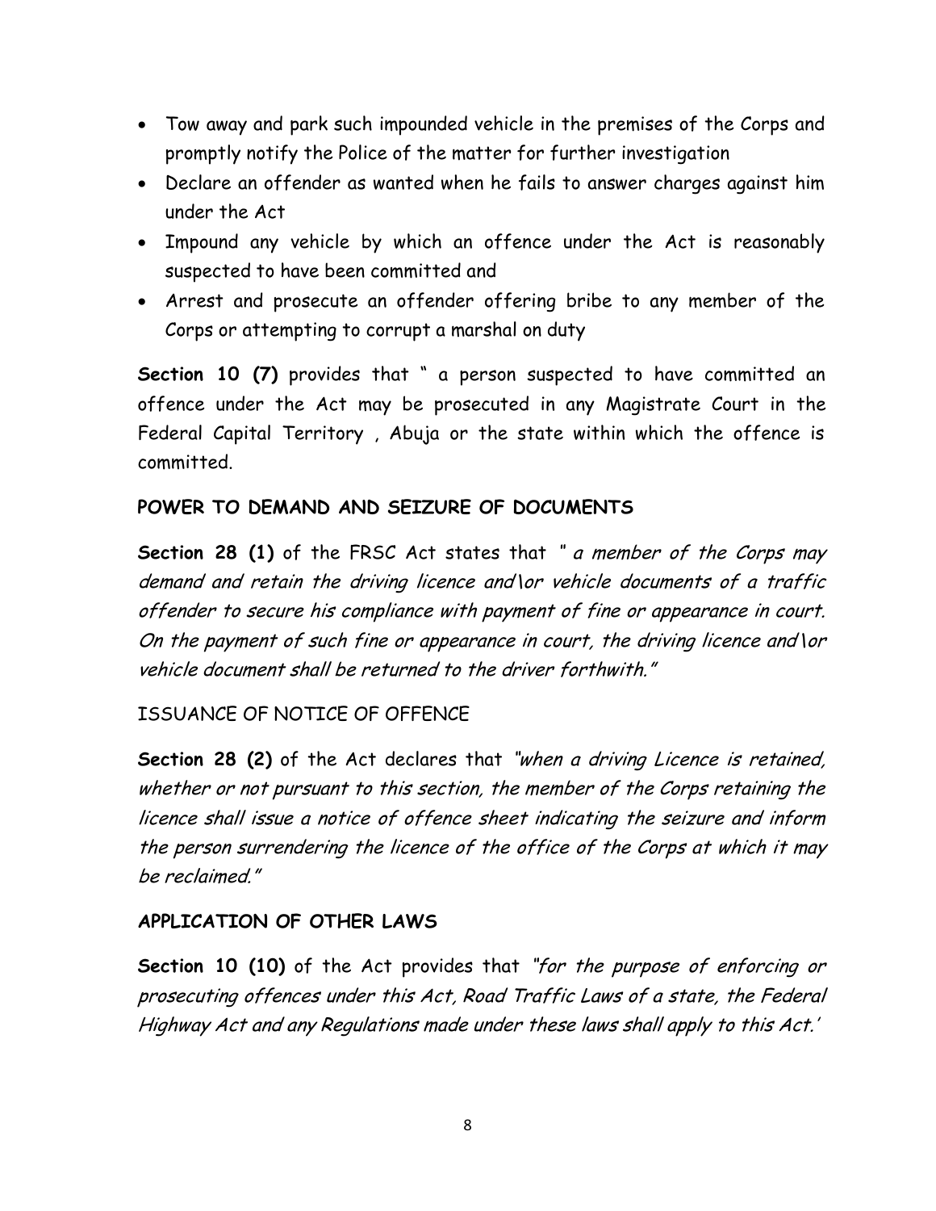- Tow away and park such impounded vehicle in the premises of the Corps and promptly notify the Police of the matter for further investigation
- Declare an offender as wanted when he fails to answer charges against him under the Act
- Impound any vehicle by which an offence under the Act is reasonably suspected to have been committed and
- Arrest and prosecute an offender offering bribe to any member of the Corps or attempting to corrupt a marshal on duty

**Section 10 (7)** provides that " a person suspected to have committed an offence under the Act may be prosecuted in any Magistrate Court in the Federal Capital Territory , Abuja or the state within which the offence is committed.

## POWER TO DEMAND AND SEIZURE OF DOCUMENTS

**Section 28 (1)** of the FRSC Act states that *" a member of the Corps may demand and retain the driving licence and\or vehicle documents of a traffic offender to secure his compliance with payment of fine or appearance in court. On the payment of such fine or appearance in court, the driving licence and\or vehicle document shall be returned to the driver forthwith."*

ISSUANCE OF NOTICE OF OFFENCE

**Section 28 (2)** of the Act declares that *"when a driving Licence is retained, whether or not pursuant to this section, the member of the Corps retaining the licence shall issue a notice of offence sheet indicating the seizure and inform the person surrendering the licence of the office of the Corps at which it may be reclaimed."*

## APPLICATION OF OTHER LAWS

**Section 10 (10)** of the Act provides that *"for the purpose of enforcing or prosecuting offences under this Act, Road Traffic Laws of a state, the Federal Highway Act and any Regulations made under these laws shall apply to this Act.'*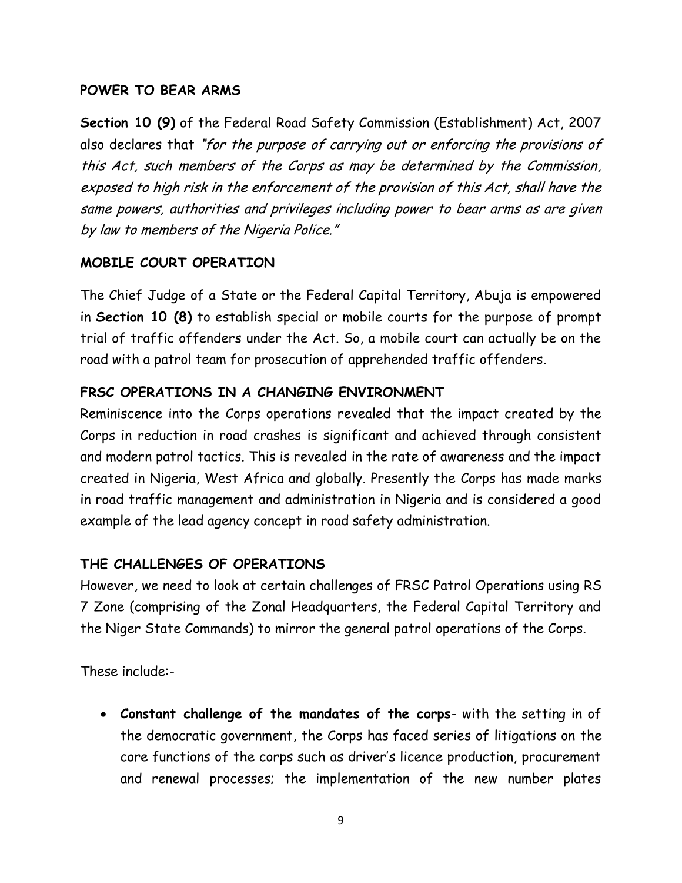## POWER TO BEAR ARMS

**Section 10 (9)** of the Federal Road Safety Commission (Establishment) Act, 2007 also declares that *"for the purpose of carrying out or enforcing the provisions of this Act, such members of the Corps as may be determined by the Commission, exposed to high risk in the enforcement of the provision of this Act, shall have the same powers, authorities and privileges including power to bear arms as are given by law to members of the Nigeria Police."*

## MOBILE COURT OPERATION

The Chief Judge of a State or the Federal Capital Territory, Abuja is empowered in **Section 10 (8)** to establish special or mobile courts for the purpose of prompt trial of traffic offenders under the Act. So, a mobile court can actually be on the road with a patrol team for prosecution of apprehended traffic offenders.

## FRSC OPERATIONS IN A CHANGING ENVIRONMENT

Reminiscence into the Corps operations revealed that the impact created by the Corps in reduction in road crashes is significant and achieved through consistent and modern patrol tactics. This is revealed in the rate of awareness and the impact created in Nigeria, West Africa and globally. Presently the Corps has made marks in road traffic management and administration in Nigeria and is considered a good example of the lead agency concept in road safety administration.

## THE CHALLENGES OF OPERATIONS

However, we need to look at certain challenges of FRSC Patrol Operations using RS 7 Zone (comprising of the Zonal Headquarters, the Federal Capital Territory and the Niger State Commands) to mirror the general patrol operations of the Corps.

These include:-

- **Constant challenge of the mandates of the corps**- with the setting in of the democratic government, the Corps has faced series of litigations on the core functions of the corps such as driver's licence production, procurement and renewal processes; the implementation of the new number plates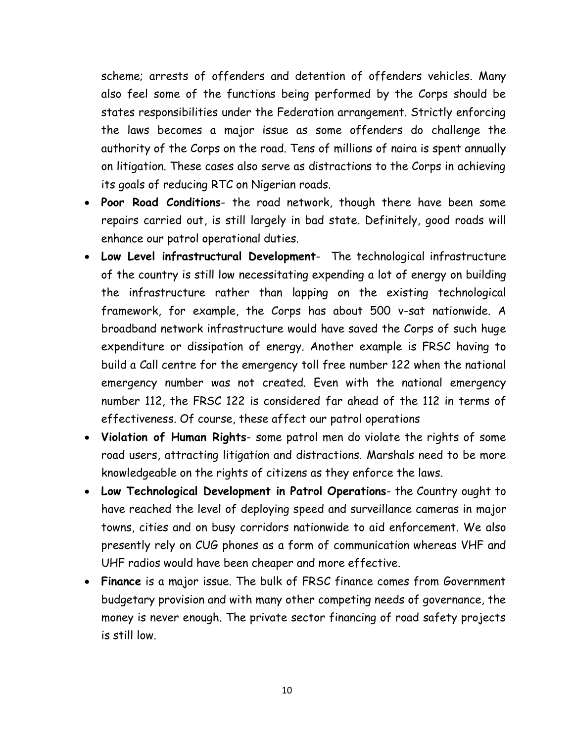scheme; arrests of offenders and detention of offenders vehicles. Many also feel some of the functions being performed by the Corps should be states responsibilities under the Federation arrangement. Strictly enforcing the laws becomes a major issue as some offenders do challenge the authority of the Corps on the road. Tens of millions of naira is spent annually on litigation. These cases also serve as distractions to the Corps in achieving its goals of reducing RTC on Nigerian roads.

- **Poor Road Conditions**- the road network, though there have been some repairs carried out, is still largely in bad state. Definitely, good roads will enhance our patrol operational duties.
- **Low Level infrastructural Development**- The technological infrastructure of the country is still low necessitating expending a lot of energy on building the infrastructure rather than lapping on the existing technological framework, for example, the Corps has about 500 v-sat nationwide. A broadband network infrastructure would have saved the Corps of such huge expenditure or dissipation of energy. Another example is FRSC having to build a Call centre for the emergency toll free number 122 when the national emergency number was not created. Even with the national emergency number 112, the FRSC 122 is considered far ahead of the 112 in terms of effectiveness. Of course, these affect our patrol operations
- **Violation of Human Rights**- some patrol men do violate the rights of some road users, attracting litigation and distractions. Marshals need to be more knowledgeable on the rights of citizens as they enforce the laws.
- **Low Technological Development in Patrol Operations**- the Country ought to have reached the level of deploying speed and surveillance cameras in major towns, cities and on busy corridors nationwide to aid enforcement. We also presently rely on CUG phones as a form of communication whereas VHF and UHF radios would have been cheaper and more effective.
- **Finance** is a major issue. The bulk of FRSC finance comes from Government budgetary provision and with many other competing needs of governance, the money is never enough. The private sector financing of road safety projects is still low.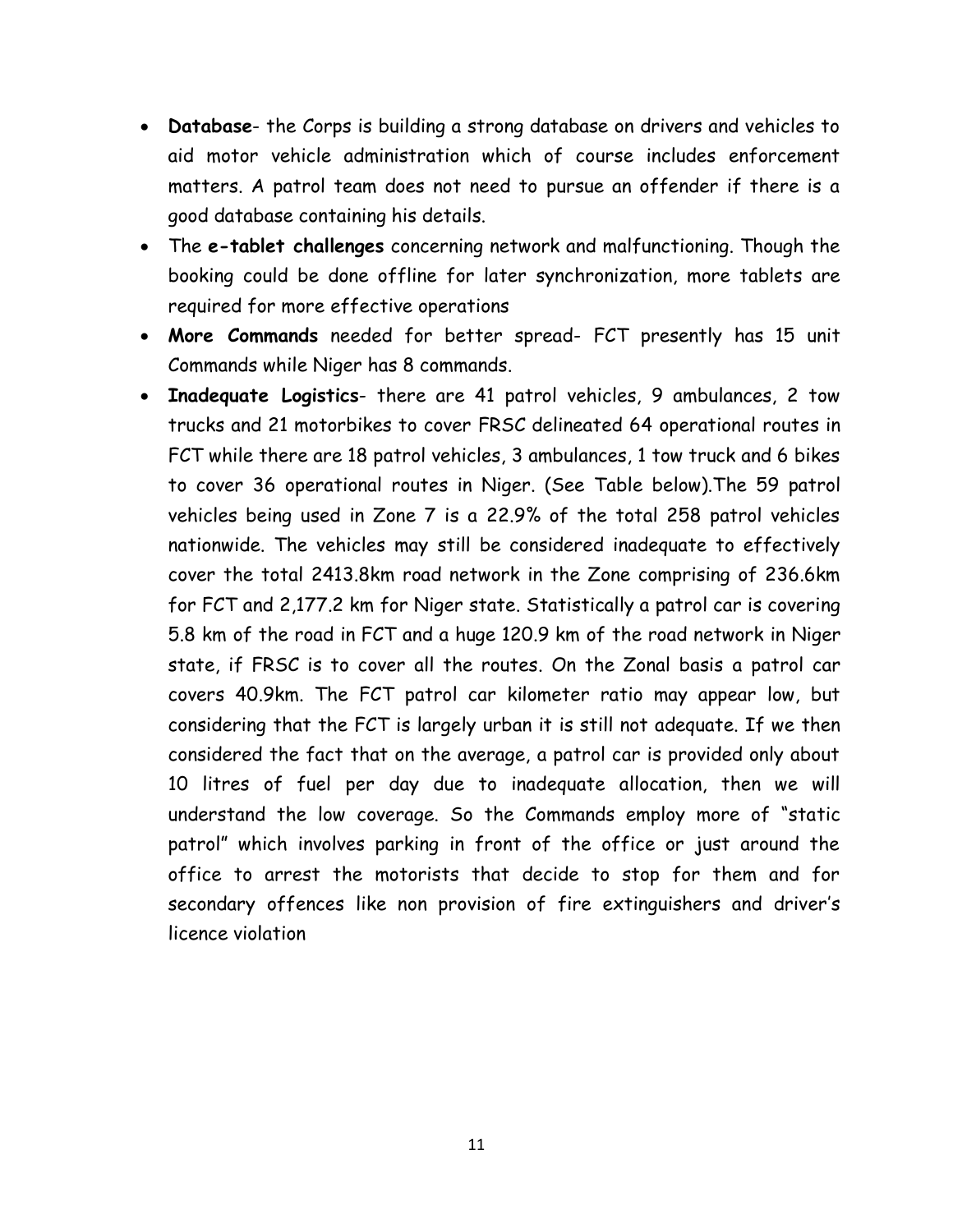- **Database**- the Corps is building a strong database on drivers and vehicles to aid motor vehicle administration which of course includes enforcement matters. A patrol team does not need to pursue an offender if there is a good database containing his details.
- The **e-tablet challenges** concerning network and malfunctioning. Though the booking could be done offline for later synchronization, more tablets are required for more effective operations
- **More Commands** needed for better spread- FCT presently has 15 unit Commands while Niger has 8 commands.
- **Inadequate Logistics**- there are 41 patrol vehicles, 9 ambulances, 2 tow trucks and 21 motorbikes to cover FRSC delineated 64 operational routes in FCT while there are 18 patrol vehicles, 3 ambulances, 1 tow truck and 6 bikes to cover 36 operational routes in Niger. (See Table below).The 59 patrol vehicles being used in Zone 7 is a 22.9% of the total 258 patrol vehicles nationwide. The vehicles may still be considered inadequate to effectively cover the total 2413.8km road network in the Zone comprising of 236.6km for FCT and 2,177.2 km for Niger state. Statistically a patrol car is covering 5.8 km of the road in FCT and a huge 120.9 km of the road network in Niger state, if FRSC is to cover all the routes. On the Zonal basis a patrol car covers 40.9km. The FCT patrol car kilometer ratio may appear low, but considering that the FCT is largely urban it is still not adequate. If we then considered the fact that on the average, a patrol car is provided only about 10 litres of fuel per day due to inadequate allocation, then we will understand the low coverage. So the Commands employ more of "static patrol" which involves parking in front of the office or just around the office to arrest the motorists that decide to stop for them and for secondary offences like non provision of fire extinguishers and driver's licence violation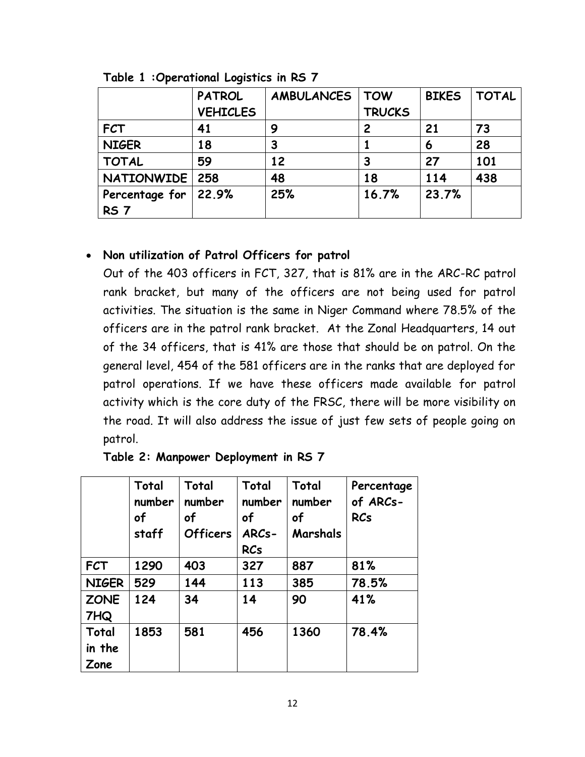**Table 1 :Operational Logistics in RS 7**

| | PATROL VEHICLES | AMBULANCES | TOW TRUCKS | BIKES | TOTAL |
|---|---|---|---|---|---|
| FCT | 41 | 9 | 2 | 21 | 73 |
| NIGER | 18 | 3 | 1 | 6 | 28 |
| TOTAL | 59 | 12 | 3 | 27 | 101 |
| NATIONWIDE | 258 | 48 | 18 | 114 | 438 |
| Percentage for RS 7 | 22.9% | 25% | 16.7% | 23.7% | |

- **Non utilization of Patrol Officers for patrol**

  Out of the 403 officers in FCT, 327, that is 81% are in the ARC-RC patrol rank bracket, but many of the officers are not being used for patrol activities. The situation is the same in Niger Command where 78.5% of the officers are in the patrol rank bracket. At the Zonal Headquarters, 14 out of the 34 officers, that is 41% are those that should be on patrol. On the general level, 454 of the 581 officers are in the ranks that are deployed for patrol operations. If we have these officers made available for patrol activity which is the core duty of the FRSC, there will be more visibility on the road. It will also address the issue of just few sets of people going on patrol.

**Table 2: Manpower Deployment in RS 7**

| | Total number of staff | Total number of Officers | Total number of ARCs-RCs | Total number of Marshals | Percentage of ARCs-RCs |
|---|---|---|---|---|---|
| FCT | 1290 | 403 | 327 | 887 | 81% |
| NIGER | 529 | 144 | 113 | 385 | 78.5% |
| ZONE 7HQ | 124 | 34 | 14 | 90 | 41% |
| Total in the Zone | 1853 | 581 | 456 | 1360 | 78.4% |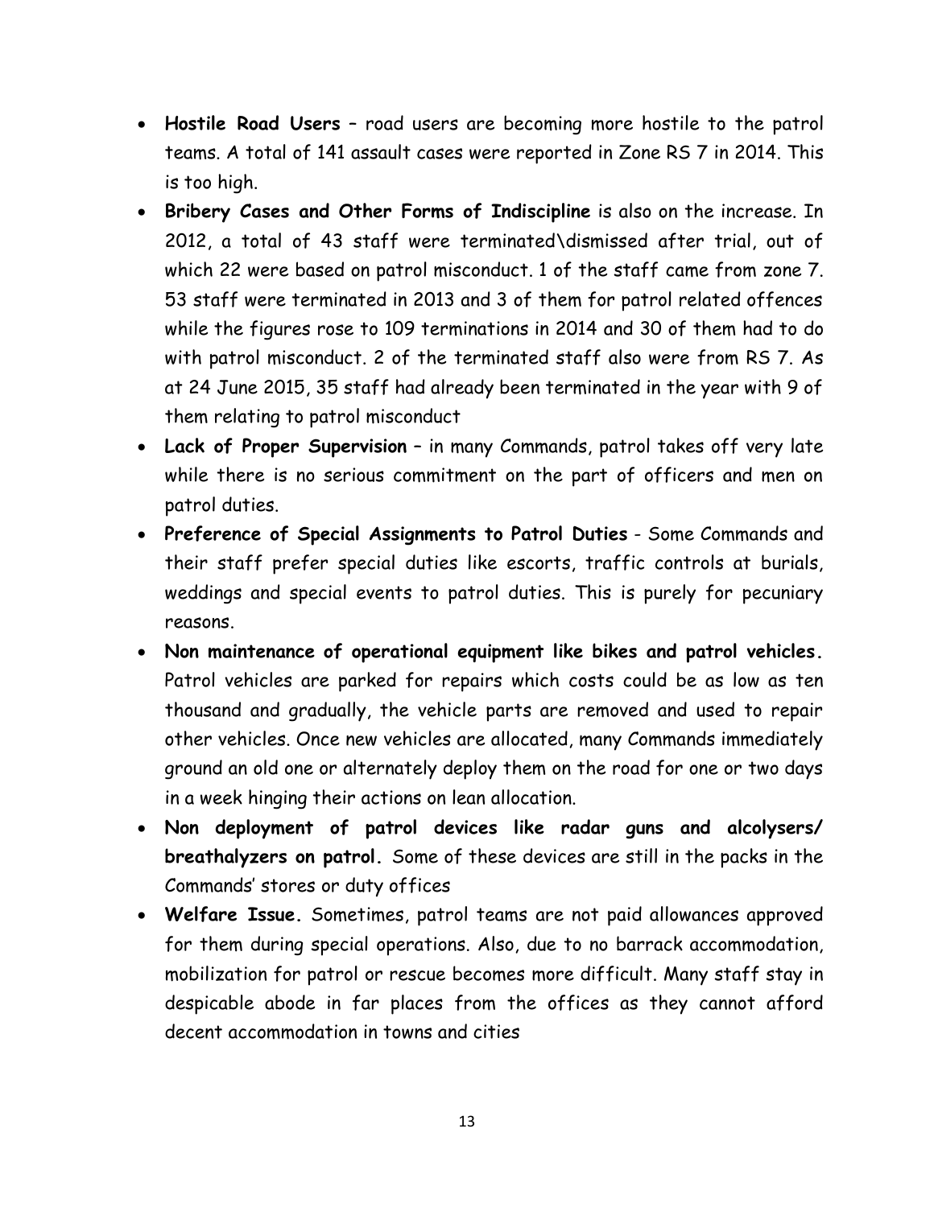- **Hostile Road Users** – road users are becoming more hostile to the patrol teams. A total of 141 assault cases were reported in Zone RS 7 in 2014. This is too high.
- **Bribery Cases and Other Forms of Indiscipline** is also on the increase. In 2012, a total of 43 staff were terminated\dismissed after trial, out of which 22 were based on patrol misconduct. 1 of the staff came from zone 7. 53 staff were terminated in 2013 and 3 of them for patrol related offences while the figures rose to 109 terminations in 2014 and 30 of them had to do with patrol misconduct. 2 of the terminated staff also were from RS 7. As at 24 June 2015, 35 staff had already been terminated in the year with 9 of them relating to patrol misconduct
- **Lack of Proper Supervision** – in many Commands, patrol takes off very late while there is no serious commitment on the part of officers and men on patrol duties.
- **Preference of Special Assignments to Patrol Duties** - Some Commands and their staff prefer special duties like escorts, traffic controls at burials, weddings and special events to patrol duties. This is purely for pecuniary reasons.
- **Non maintenance of operational equipment like bikes and patrol vehicles.** Patrol vehicles are parked for repairs which costs could be as low as ten thousand and gradually, the vehicle parts are removed and used to repair other vehicles. Once new vehicles are allocated, many Commands immediately ground an old one or alternately deploy them on the road for one or two days in a week hinging their actions on lean allocation.
- **Non deployment of patrol devices like radar guns and alcolysers/ breathalyzers on patrol.** Some of these devices are still in the packs in the Commands' stores or duty offices
- **Welfare Issue.** Sometimes, patrol teams are not paid allowances approved for them during special operations. Also, due to no barrack accommodation, mobilization for patrol or rescue becomes more difficult. Many staff stay in despicable abode in far places from the offices as they cannot afford decent accommodation in towns and cities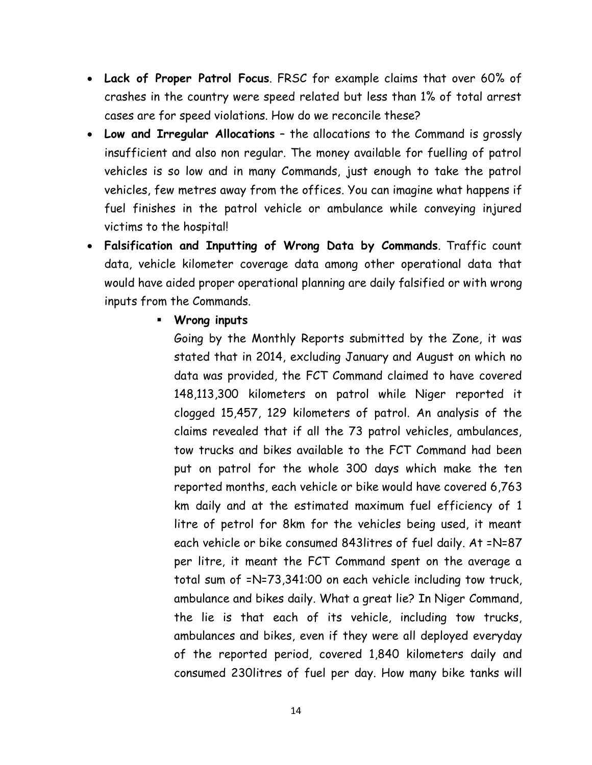- **Lack of Proper Patrol Focus**. FRSC for example claims that over 60% of crashes in the country were speed related but less than 1% of total arrest cases are for speed violations. How do we reconcile these?
- **Low and Irregular Allocations** – the allocations to the Command is grossly insufficient and also non regular. The money available for fuelling of patrol vehicles is so low and in many Commands, just enough to take the patrol vehicles, few metres away from the offices. You can imagine what happens if fuel finishes in the patrol vehicle or ambulance while conveying injured victims to the hospital!
- **Falsification and Inputting of Wrong Data by Commands**. Traffic count data, vehicle kilometer coverage data among other operational data that would have aided proper operational planning are daily falsified or with wrong inputs from the Commands.
  - **Wrong inputs**

    Going by the Monthly Reports submitted by the Zone, it was stated that in 2014, excluding January and August on which no data was provided, the FCT Command claimed to have covered 148,113,300 kilometers on patrol while Niger reported it clogged 15,457, 129 kilometers of patrol. An analysis of the claims revealed that if all the 73 patrol vehicles, ambulances, tow trucks and bikes available to the FCT Command had been put on patrol for the whole 300 days which make the ten reported months, each vehicle or bike would have covered 6,763 km daily and at the estimated maximum fuel efficiency of 1 litre of petrol for 8km for the vehicles being used, it meant each vehicle or bike consumed 843litres of fuel daily. At =N=87 per litre, it meant the FCT Command spent on the average a total sum of =N=73,341:00 on each vehicle including tow truck, ambulance and bikes daily. What a great lie? In Niger Command, the lie is that each of its vehicle, including tow trucks, ambulances and bikes, even if they were all deployed everyday of the reported period, covered 1,840 kilometers daily and consumed 230litres of fuel per day. How many bike tanks will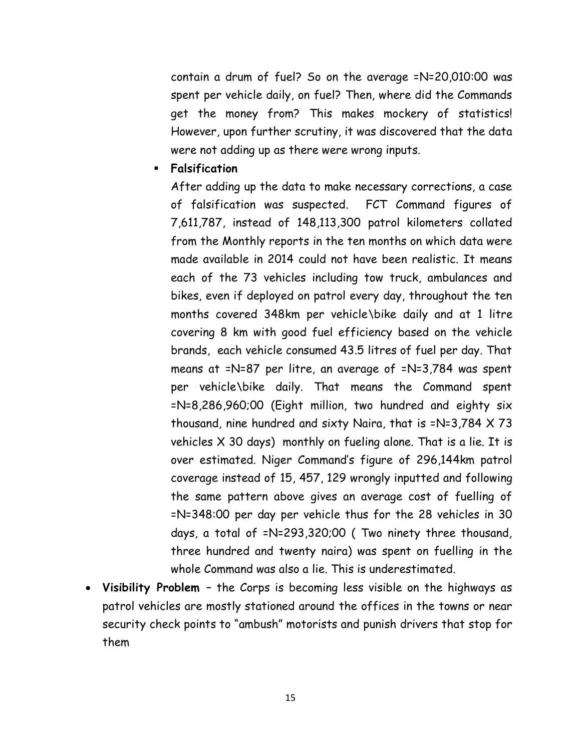contain a drum of fuel? So on the average =N=20,010:00 was spent per vehicle daily, on fuel? Then, where did the Commands get the money from? This makes mockery of statistics! However, upon further scrutiny, it was discovered that the data were not adding up as there were wrong inputs.

- **Falsification**

  After adding up the data to make necessary corrections, a case of falsification was suspected. FCT Command figures of 7,611,787, instead of 148,113,300 patrol kilometers collated from the Monthly reports in the ten months on which data were made available in 2014 could not have been realistic. It means each of the 73 vehicles including tow truck, ambulances and bikes, even if deployed on patrol every day, throughout the ten months covered 348km per vehicle\bike daily and at 1 litre covering 8 km with good fuel efficiency based on the vehicle brands, each vehicle consumed 43.5 litres of fuel per day. That means at =N=87 per litre, an average of =N=3,784 was spent per vehicle\bike daily. That means the Command spent =N=8,286,960;00 (Eight million, two hundred and eighty six thousand, nine hundred and sixty Naira, that is =N=3,784 X 73 vehicles X 30 days) monthly on fueling alone. That is a lie. It is over estimated. Niger Command's figure of 296,144km patrol coverage instead of 15, 457, 129 wrongly inputted and following the same pattern above gives an average cost of fuelling of =N=348:00 per day per vehicle thus for the 28 vehicles in 30 days, a total of =N=293,320;00 ( Two ninety three thousand, three hundred and twenty naira) was spent on fuelling in the whole Command was also a lie. This is underestimated.

- **Visibility Problem** – the Corps is becoming less visible on the highways as patrol vehicles are mostly stationed around the offices in the towns or near security check points to "ambush" motorists and punish drivers that stop for them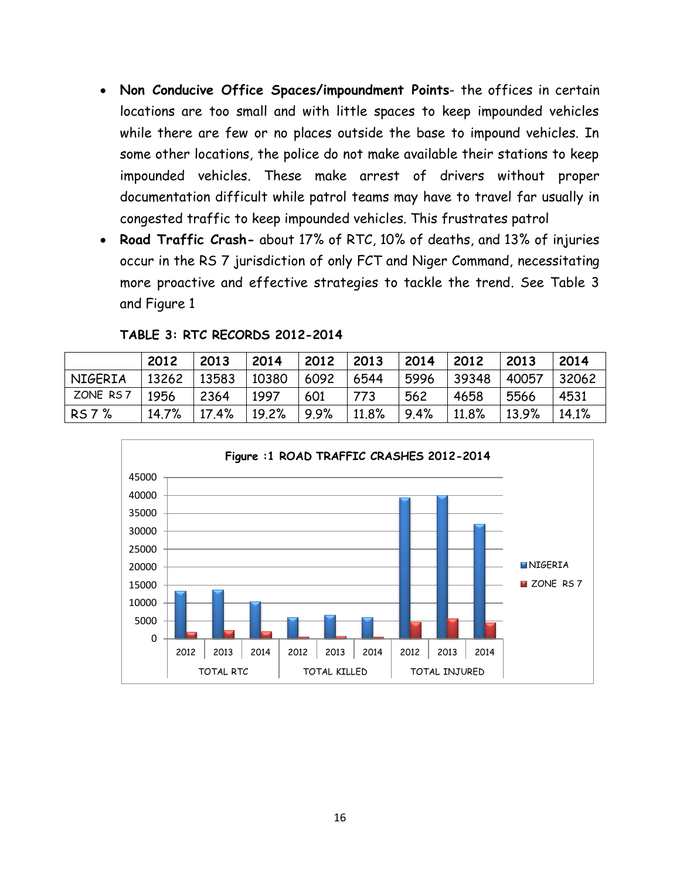- **Non Conducive Office Spaces/impoundment Points**- the offices in certain locations are too small and with little spaces to keep impounded vehicles while there are few or no places outside the base to impound vehicles. In some other locations, the police do not make available their stations to keep impounded vehicles. These make arrest of drivers without proper documentation difficult while patrol teams may have to travel far usually in congested traffic to keep impounded vehicles. This frustrates patrol
- **Road Traffic Crash-** about 17% of RTC, 10% of deaths, and 13% of injuries occur in the RS 7 jurisdiction of only FCT and Niger Command, necessitating more proactive and effective strategies to tackle the trend. See Table 3 and Figure 1

**TABLE 3: RTC RECORDS 2012-2014**

| | 2012 | 2013 | 2014 | 2012 | 2013 | 2014 | 2012 | 2013 | 2014 |
|---|---|---|---|---|---|---|---|---|---|
| NIGERIA | 13262 | 13583 | 10380 | 6092 | 6544 | 5996 | 39348 | 40057 | 32062 |
| ZONE RS 7 | 1956 | 2364 | 1997 | 601 | 773 | 562 | 4658 | 5566 | 4531 |
| RS 7 % | 14.7% | 17.4% | 19.2% | 9.9% | 11.8% | 9.4% | 11.8% | 13.9% | 14.1% |

**Figure :1 ROAD TRAFFIC CRASHES 2012-2014**

| | TOTAL RTC 2012 | TOTAL RTC 2013 | TOTAL RTC 2014 | TOTAL KILLED 2012 | TOTAL KILLED 2013 | TOTAL KILLED 2014 | TOTAL INJURED 2012 | TOTAL INJURED 2013 | TOTAL INJURED 2014 |
|---|---|---|---|---|---|---|---|---|---|
| NIGERIA | 13262 | 13583 | 10380 | 6092 | 6544 | 5996 | 39348 | 40057 | 32062 |
| ZONE RS 7 | 1956 | 2364 | 1997 | 601 | 773 | 562 | 4658 | 5566 | 4531 |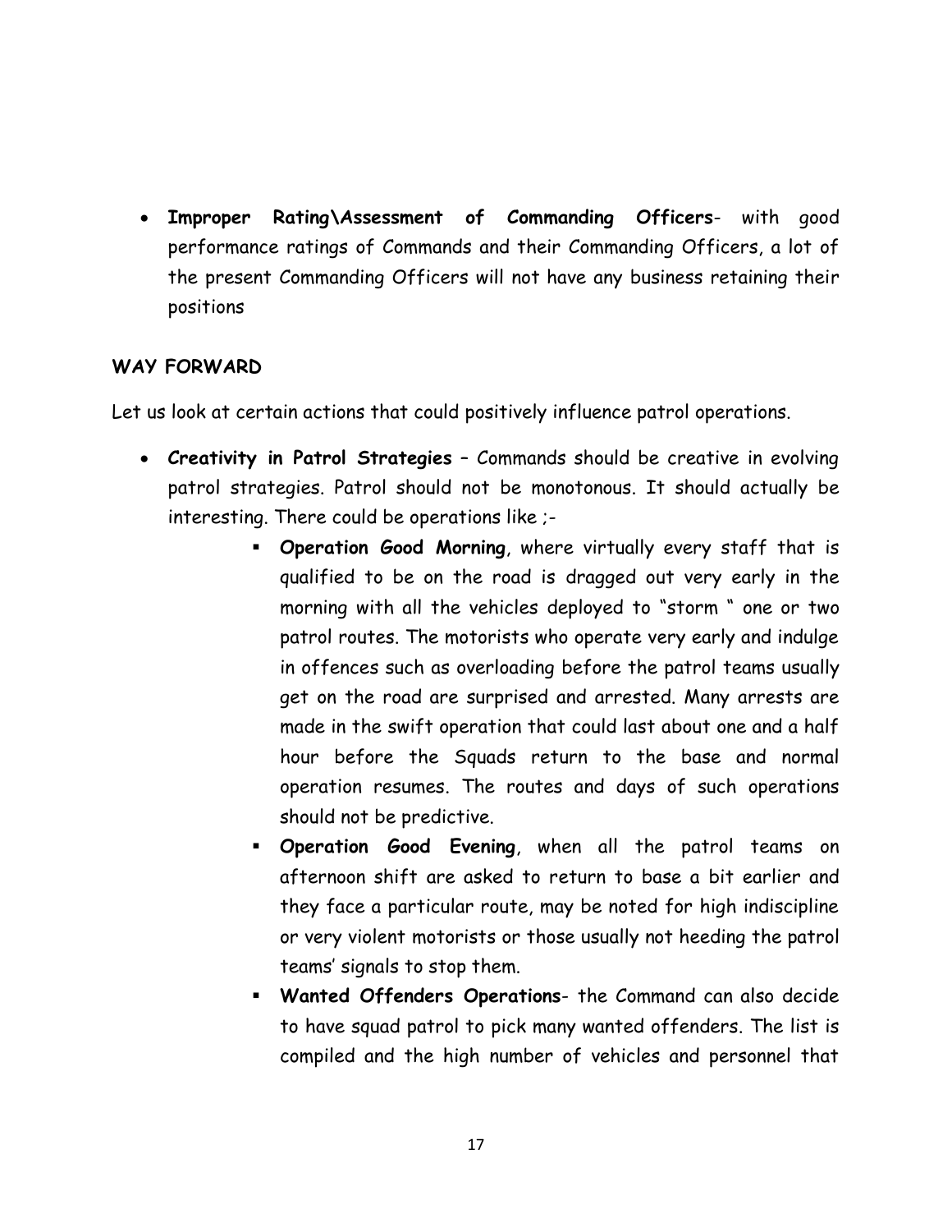- **Improper Rating\Assessment of Commanding Officers**- with good performance ratings of Commands and their Commanding Officers, a lot of the present Commanding Officers will not have any business retaining their positions

**WAY FORWARD**

Let us look at certain actions that could positively influence patrol operations.

- **Creativity in Patrol Strategies** – Commands should be creative in evolving patrol strategies. Patrol should not be monotonous. It should actually be interesting. There could be operations like ;-
    - **Operation Good Morning**, where virtually every staff that is qualified to be on the road is dragged out very early in the morning with all the vehicles deployed to "storm " one or two patrol routes. The motorists who operate very early and indulge in offences such as overloading before the patrol teams usually get on the road are surprised and arrested. Many arrests are made in the swift operation that could last about one and a half hour before the Squads return to the base and normal operation resumes. The routes and days of such operations should not be predictive.
    - **Operation Good Evening**, when all the patrol teams on afternoon shift are asked to return to base a bit earlier and they face a particular route, may be noted for high indiscipline or very violent motorists or those usually not heeding the patrol teams' signals to stop them.
    - **Wanted Offenders Operations**- the Command can also decide to have squad patrol to pick many wanted offenders. The list is compiled and the high number of vehicles and personnel that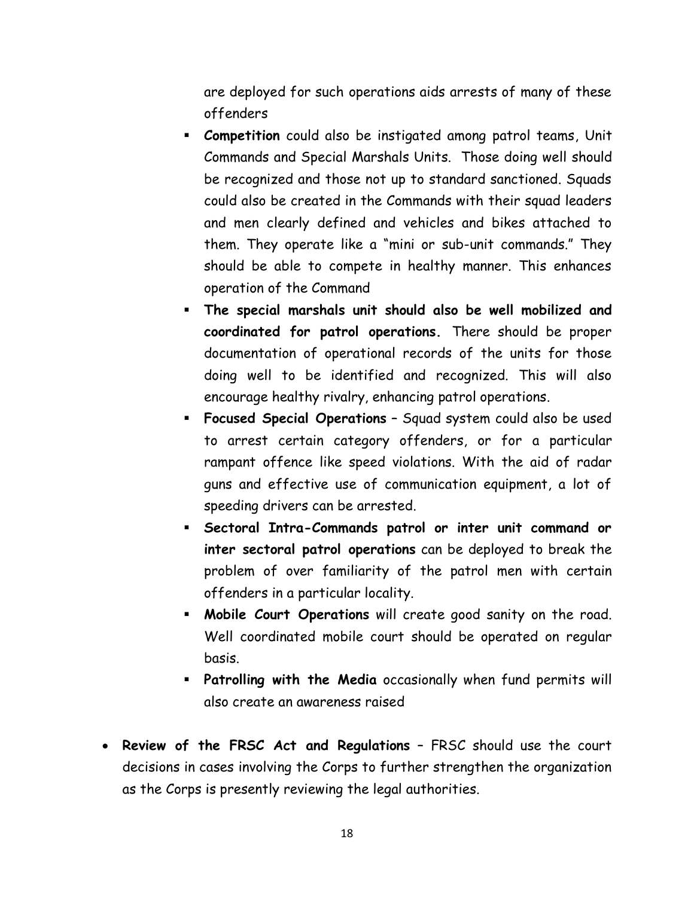are deployed for such operations aids arrests of many of these offenders

    - **Competition** could also be instigated among patrol teams, Unit Commands and Special Marshals Units. Those doing well should be recognized and those not up to standard sanctioned. Squads could also be created in the Commands with their squad leaders and men clearly defined and vehicles and bikes attached to them. They operate like a "mini or sub-unit commands." They should be able to compete in healthy manner. This enhances operation of the Command
    - **The special marshals unit should also be well mobilized and coordinated for patrol operations.** There should be proper documentation of operational records of the units for those doing well to be identified and recognized. This will also encourage healthy rivalry, enhancing patrol operations.
    - **Focused Special Operations** – Squad system could also be used to arrest certain category offenders, or for a particular rampant offence like speed violations. With the aid of radar guns and effective use of communication equipment, a lot of speeding drivers can be arrested.
    - **Sectoral Intra-Commands patrol or inter unit command or inter sectoral patrol operations** can be deployed to break the problem of over familiarity of the patrol men with certain offenders in a particular locality.
    - **Mobile Court Operations** will create good sanity on the road. Well coordinated mobile court should be operated on regular basis.
    - **Patrolling with the Media** occasionally when fund permits will also create an awareness raised

- **Review of the FRSC Act and Regulations** – FRSC should use the court decisions in cases involving the Corps to further strengthen the organization as the Corps is presently reviewing the legal authorities.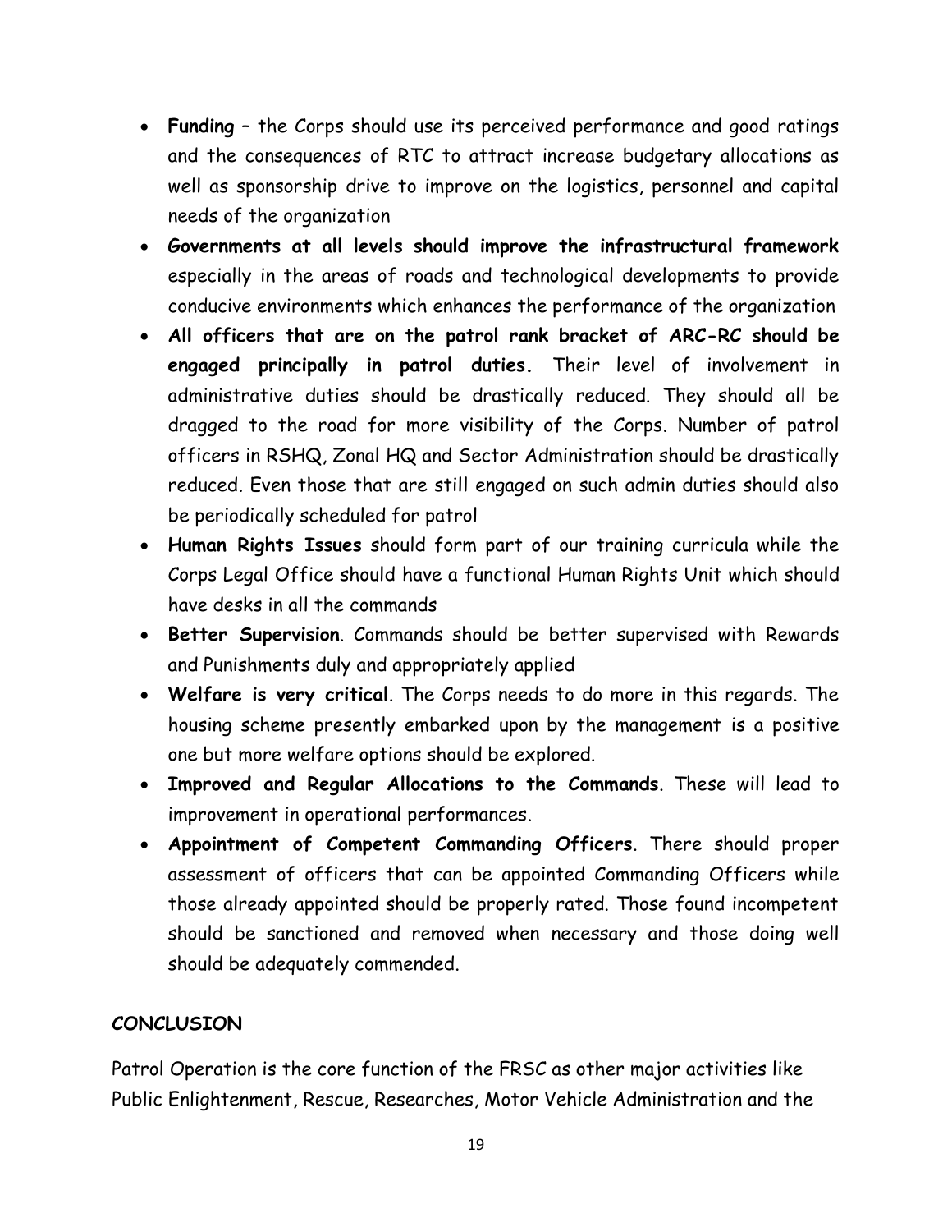- **Funding** – the Corps should use its perceived performance and good ratings and the consequences of RTC to attract increase budgetary allocations as well as sponsorship drive to improve on the logistics, personnel and capital needs of the organization
- ***Governments at all levels should improve the infrastructural framework*** especially in the areas of roads and technological developments to provide conducive environments which enhances the performance of the organization
- ***All officers that are on the patrol rank bracket of ARC-RC should be engaged principally in patrol duties.*** Their level of involvement in administrative duties should be drastically reduced. They should all be dragged to the road for more visibility of the Corps. Number of patrol officers in RSHQ, Zonal HQ and Sector Administration should be drastically reduced. Even those that are still engaged on such admin duties should also be periodically scheduled for patrol
- **Human Rights Issues** should form part of our training curricula while the Corps Legal Office should have a functional Human Rights Unit which should have desks in all the commands
- **Better Supervision**. Commands should be better supervised with Rewards and Punishments duly and appropriately applied
- **Welfare is very critical**. The Corps needs to do more in this regards. The housing scheme presently embarked upon by the management is a positive one but more welfare options should be explored.
- **Improved and Regular Allocations to the Commands**. These will lead to improvement in operational performances.
- **Appointment of Competent Commanding Officers**. There should proper assessment of officers that can be appointed Commanding Officers while those already appointed should be properly rated. Those found incompetent should be sanctioned and removed when necessary and those doing well should be adequately commended.

## CONCLUSION

Patrol Operation is the core function of the FRSC as other major activities like Public Enlightenment, Rescue, Researches, Motor Vehicle Administration and the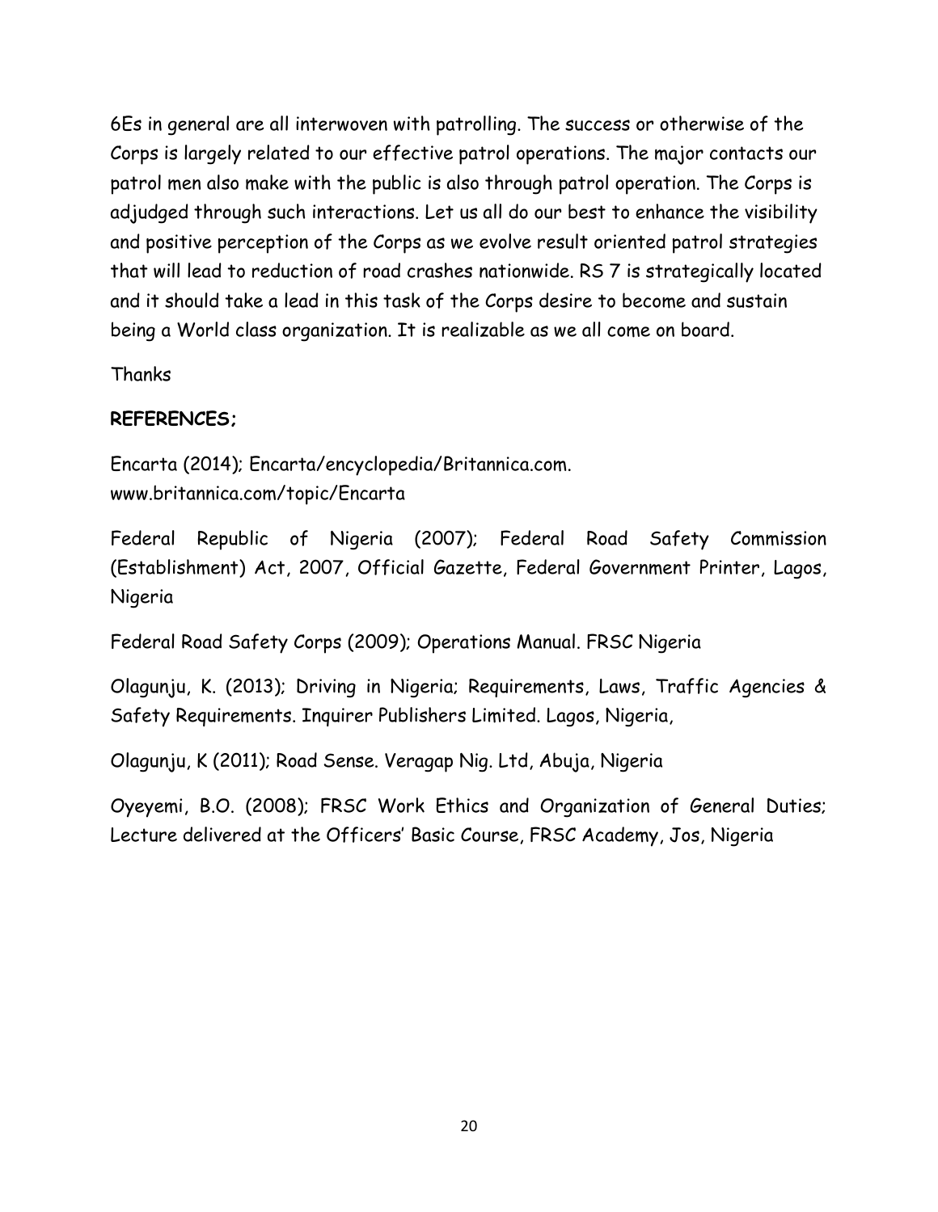6Es in general are all interwoven with patrolling. The success or otherwise of the Corps is largely related to our effective patrol operations. The major contacts our patrol men also make with the public is also through patrol operation. The Corps is adjudged through such interactions. Let us all do our best to enhance the visibility and positive perception of the Corps as we evolve result oriented patrol strategies that will lead to reduction of road crashes nationwide. RS 7 is strategically located and it should take a lead in this task of the Corps desire to become and sustain being a World class organization. It is realizable as we all come on board.

Thanks

**REFERENCES;**

Encarta (2014); Encarta/encyclopedia/Britannica.com. www.britannica.com/topic/Encarta

Federal Republic of Nigeria (2007); Federal Road Safety Commission (Establishment) Act, 2007, Official Gazette, Federal Government Printer, Lagos, Nigeria

Federal Road Safety Corps (2009); Operations Manual. FRSC Nigeria

Olagunju, K. (2013); Driving in Nigeria; Requirements, Laws, Traffic Agencies & Safety Requirements. Inquirer Publishers Limited. Lagos, Nigeria,

Olagunju, K (2011); Road Sense. Veragap Nig. Ltd, Abuja, Nigeria

Oyeyemi, B.O. (2008); FRSC Work Ethics and Organization of General Duties; Lecture delivered at the Officers' Basic Course, FRSC Academy, Jos, Nigeria